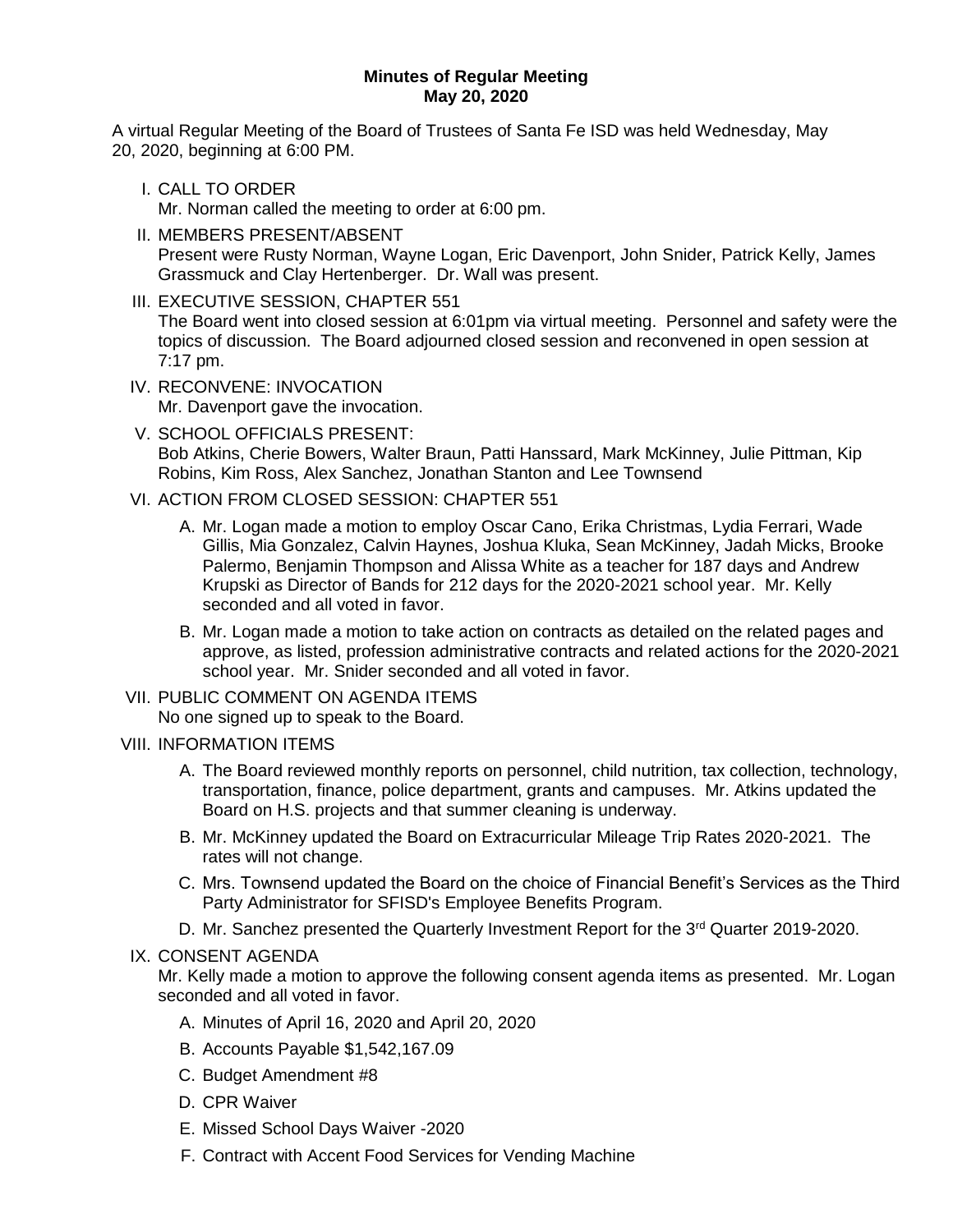**Minutes of Regular Meeting**
**May 20, 2020**

A virtual Regular Meeting of the Board of Trustees of Santa Fe ISD was held Wednesday, May 20, 2020, beginning at 6:00 PM.

I. CALL TO ORDER
Mr. Norman called the meeting to order at 6:00 pm.

II. MEMBERS PRESENT/ABSENT
Present were Rusty Norman, Wayne Logan, Eric Davenport, John Snider, Patrick Kelly, James Grassmuck and Clay Hertenberger. Dr. Wall was present.

III. EXECUTIVE SESSION, CHAPTER 551
The Board went into closed session at 6:01pm via virtual meeting. Personnel and safety were the topics of discussion. The Board adjourned closed session and reconvened in open session at 7:17 pm.

IV. RECONVENE: INVOCATION
Mr. Davenport gave the invocation.

V. SCHOOL OFFICIALS PRESENT:
Bob Atkins, Cherie Bowers, Walter Braun, Patti Hanssard, Mark McKinney, Julie Pittman, Kip Robins, Kim Ross, Alex Sanchez, Jonathan Stanton and Lee Townsend

VI. ACTION FROM CLOSED SESSION: CHAPTER 551

A. Mr. Logan made a motion to employ Oscar Cano, Erika Christmas, Lydia Ferrari, Wade Gillis, Mia Gonzalez, Calvin Haynes, Joshua Kluka, Sean McKinney, Jadah Micks, Brooke Palermo, Benjamin Thompson and Alissa White as a teacher for 187 days and Andrew Krupski as Director of Bands for 212 days for the 2020-2021 school year. Mr. Kelly seconded and all voted in favor.

B. Mr. Logan made a motion to take action on contracts as detailed on the related pages and approve, as listed, profession administrative contracts and related actions for the 2020-2021 school year. Mr. Snider seconded and all voted in favor.

VII. PUBLIC COMMENT ON AGENDA ITEMS
No one signed up to speak to the Board.

VIII. INFORMATION ITEMS

A. The Board reviewed monthly reports on personnel, child nutrition, tax collection, technology, transportation, finance, police department, grants and campuses. Mr. Atkins updated the Board on H.S. projects and that summer cleaning is underway.

B. Mr. McKinney updated the Board on Extracurricular Mileage Trip Rates 2020-2021. The rates will not change.

C. Mrs. Townsend updated the Board on the choice of Financial Benefit's Services as the Third Party Administrator for SFISD's Employee Benefits Program.

D. Mr. Sanchez presented the Quarterly Investment Report for the 3rd Quarter 2019-2020.

IX. CONSENT AGENDA
Mr. Kelly made a motion to approve the following consent agenda items as presented. Mr. Logan seconded and all voted in favor.

A. Minutes of April 16, 2020 and April 20, 2020

B. Accounts Payable $1,542,167.09

C. Budget Amendment #8

D. CPR Waiver

E. Missed School Days Waiver -2020

F. Contract with Accent Food Services for Vending Machine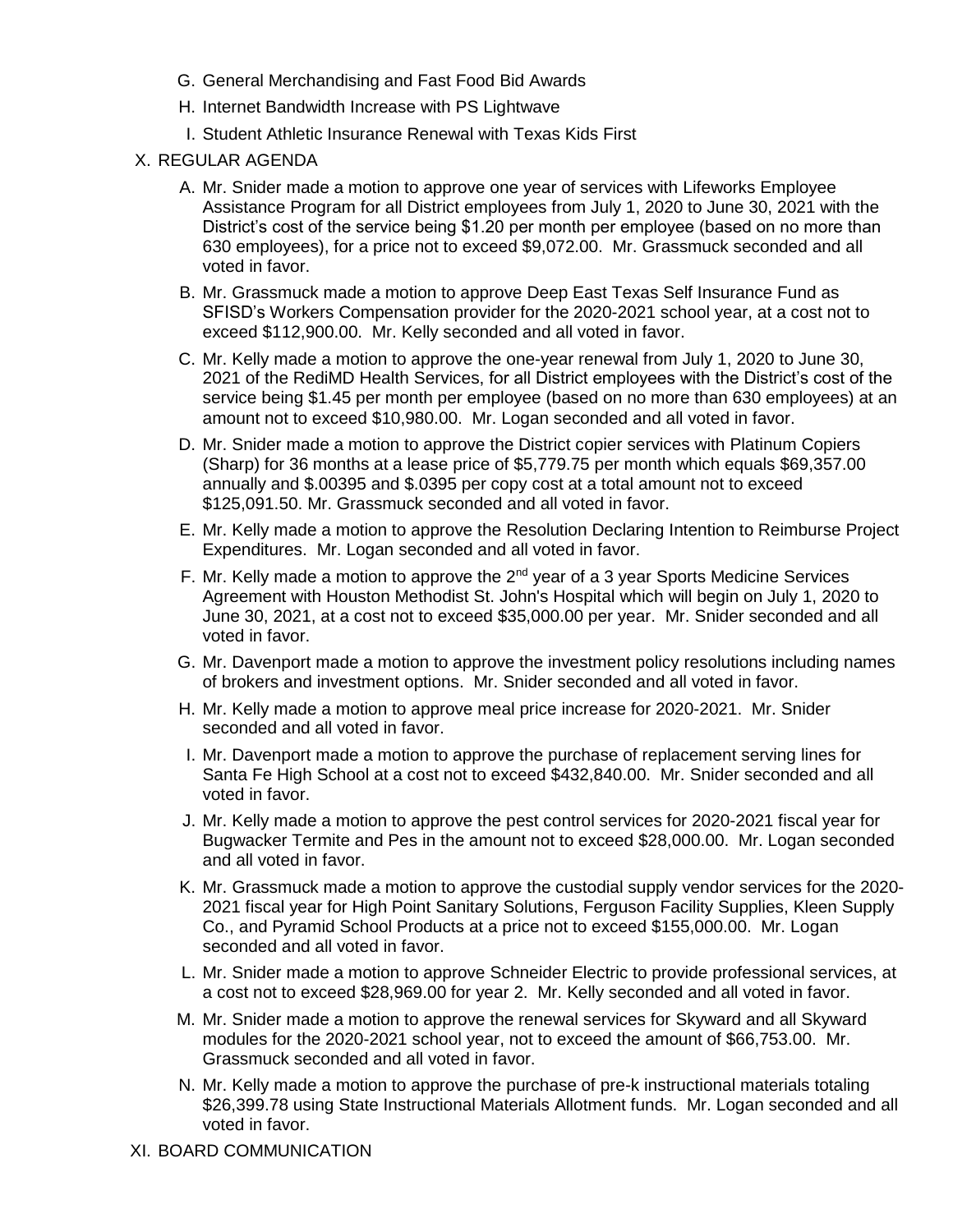G. General Merchandising and Fast Food Bid Awards

H. Internet Bandwidth Increase with PS Lightwave

I. Student Athletic Insurance Renewal with Texas Kids First

X. REGULAR AGENDA

A. Mr. Snider made a motion to approve one year of services with Lifeworks Employee Assistance Program for all District employees from July 1, 2020 to June 30, 2021 with the District's cost of the service being $1.20 per month per employee (based on no more than 630 employees), for a price not to exceed $9,072.00. Mr. Grassmuck seconded and all voted in favor.

B. Mr. Grassmuck made a motion to approve Deep East Texas Self Insurance Fund as SFISD's Workers Compensation provider for the 2020-2021 school year, at a cost not to exceed $112,900.00. Mr. Kelly seconded and all voted in favor.

C. Mr. Kelly made a motion to approve the one-year renewal from July 1, 2020 to June 30, 2021 of the RediMD Health Services, for all District employees with the District's cost of the service being $1.45 per month per employee (based on no more than 630 employees) at an amount not to exceed $10,980.00. Mr. Logan seconded and all voted in favor.

D. Mr. Snider made a motion to approve the District copier services with Platinum Copiers (Sharp) for 36 months at a lease price of $5,779.75 per month which equals $69,357.00 annually and $.00395 and $.0395 per copy cost at a total amount not to exceed $125,091.50. Mr. Grassmuck seconded and all voted in favor.

E. Mr. Kelly made a motion to approve the Resolution Declaring Intention to Reimburse Project Expenditures. Mr. Logan seconded and all voted in favor.

F. Mr. Kelly made a motion to approve the 2nd year of a 3 year Sports Medicine Services Agreement with Houston Methodist St. John's Hospital which will begin on July 1, 2020 to June 30, 2021, at a cost not to exceed $35,000.00 per year. Mr. Snider seconded and all voted in favor.

G. Mr. Davenport made a motion to approve the investment policy resolutions including names of brokers and investment options. Mr. Snider seconded and all voted in favor.

H. Mr. Kelly made a motion to approve meal price increase for 2020-2021. Mr. Snider seconded and all voted in favor.

I. Mr. Davenport made a motion to approve the purchase of replacement serving lines for Santa Fe High School at a cost not to exceed $432,840.00. Mr. Snider seconded and all voted in favor.

J. Mr. Kelly made a motion to approve the pest control services for 2020-2021 fiscal year for Bugwacker Termite and Pes in the amount not to exceed $28,000.00. Mr. Logan seconded and all voted in favor.

K. Mr. Grassmuck made a motion to approve the custodial supply vendor services for the 2020-2021 fiscal year for High Point Sanitary Solutions, Ferguson Facility Supplies, Kleen Supply Co., and Pyramid School Products at a price not to exceed $155,000.00. Mr. Logan seconded and all voted in favor.

L. Mr. Snider made a motion to approve Schneider Electric to provide professional services, at a cost not to exceed $28,969.00 for year 2. Mr. Kelly seconded and all voted in favor.

M. Mr. Snider made a motion to approve the renewal services for Skyward and all Skyward modules for the 2020-2021 school year, not to exceed the amount of $66,753.00. Mr. Grassmuck seconded and all voted in favor.

N. Mr. Kelly made a motion to approve the purchase of pre-k instructional materials totaling $26,399.78 using State Instructional Materials Allotment funds. Mr. Logan seconded and all voted in favor.

XI. BOARD COMMUNICATION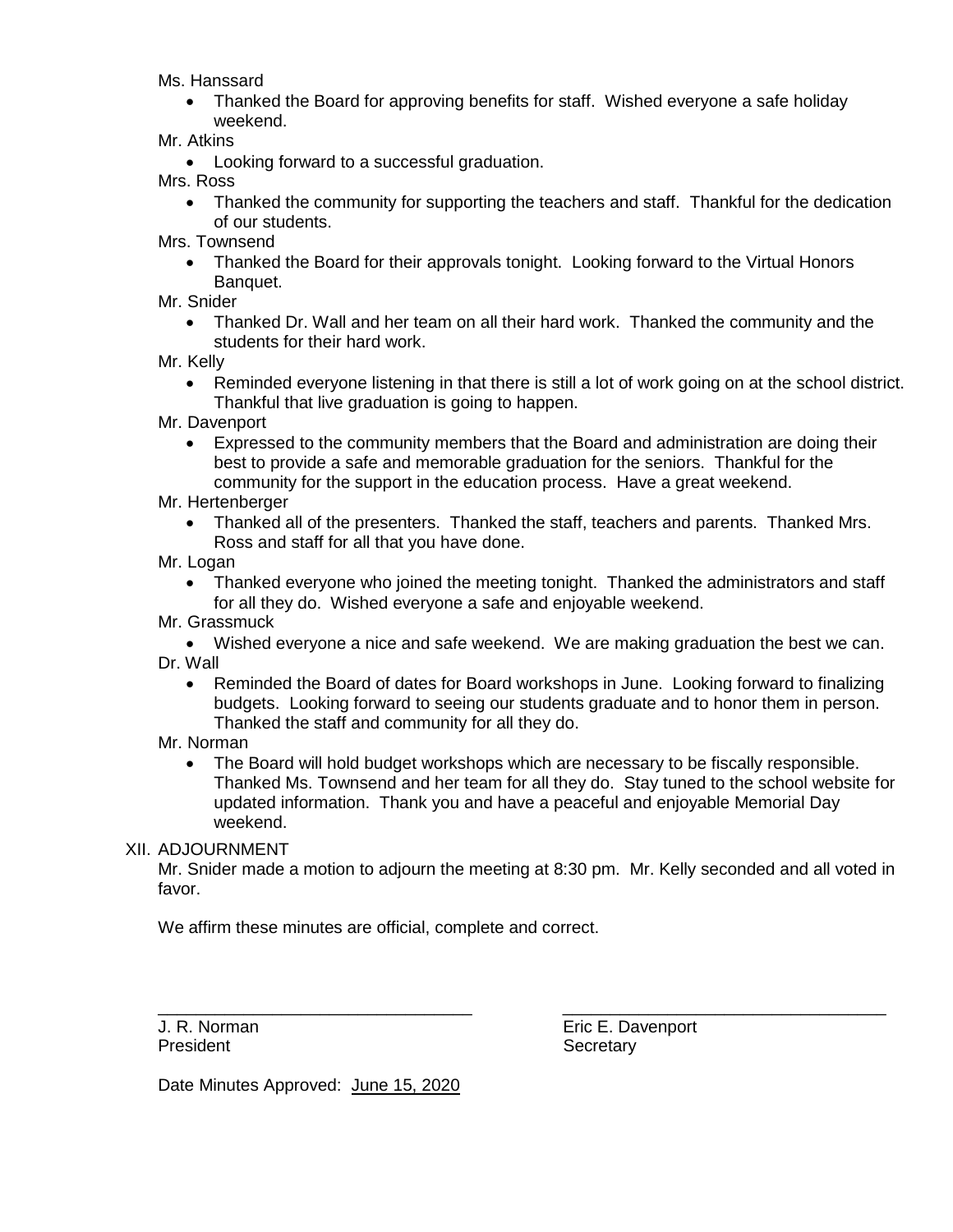Ms. Hanssard

- Thanked the Board for approving benefits for staff. Wished everyone a safe holiday weekend.

Mr. Atkins

- Looking forward to a successful graduation.

Mrs. Ross

- Thanked the community for supporting the teachers and staff. Thankful for the dedication of our students.

Mrs. Townsend

- Thanked the Board for their approvals tonight. Looking forward to the Virtual Honors Banquet.

Mr. Snider

- Thanked Dr. Wall and her team on all their hard work. Thanked the community and the students for their hard work.

Mr. Kelly

- Reminded everyone listening in that there is still a lot of work going on at the school district. Thankful that live graduation is going to happen.

Mr. Davenport

- Expressed to the community members that the Board and administration are doing their best to provide a safe and memorable graduation for the seniors. Thankful for the community for the support in the education process. Have a great weekend.

Mr. Hertenberger

- Thanked all of the presenters. Thanked the staff, teachers and parents. Thanked Mrs. Ross and staff for all that you have done.

Mr. Logan

- Thanked everyone who joined the meeting tonight. Thanked the administrators and staff for all they do. Wished everyone a safe and enjoyable weekend.

Mr. Grassmuck

- Wished everyone a nice and safe weekend. We are making graduation the best we can.

Dr. Wall

- Reminded the Board of dates for Board workshops in June. Looking forward to finalizing budgets. Looking forward to seeing our students graduate and to honor them in person. Thanked the staff and community for all they do.

Mr. Norman

- The Board will hold budget workshops which are necessary to be fiscally responsible. Thanked Ms. Townsend and her team for all they do. Stay tuned to the school website for updated information. Thank you and have a peaceful and enjoyable Memorial Day weekend.

## XII. ADJOURNMENT

Mr. Snider made a motion to adjourn the meeting at 8:30 pm. Mr. Kelly seconded and all voted in favor.

We affirm these minutes are official, complete and correct.

\_\_\_\_\_\_\_\_\_\_\_\_\_\_\_\_\_\_\_\_\_\_\_\_\_\_\_\_\_\_\_\_\_\_
J. R. Norman
President

\_\_\_\_\_\_\_\_\_\_\_\_\_\_\_\_\_\_\_\_\_\_\_\_\_\_\_\_\_\_\_\_\_\_
Eric E. Davenport
Secretary

Date Minutes Approved: June 15, 2020